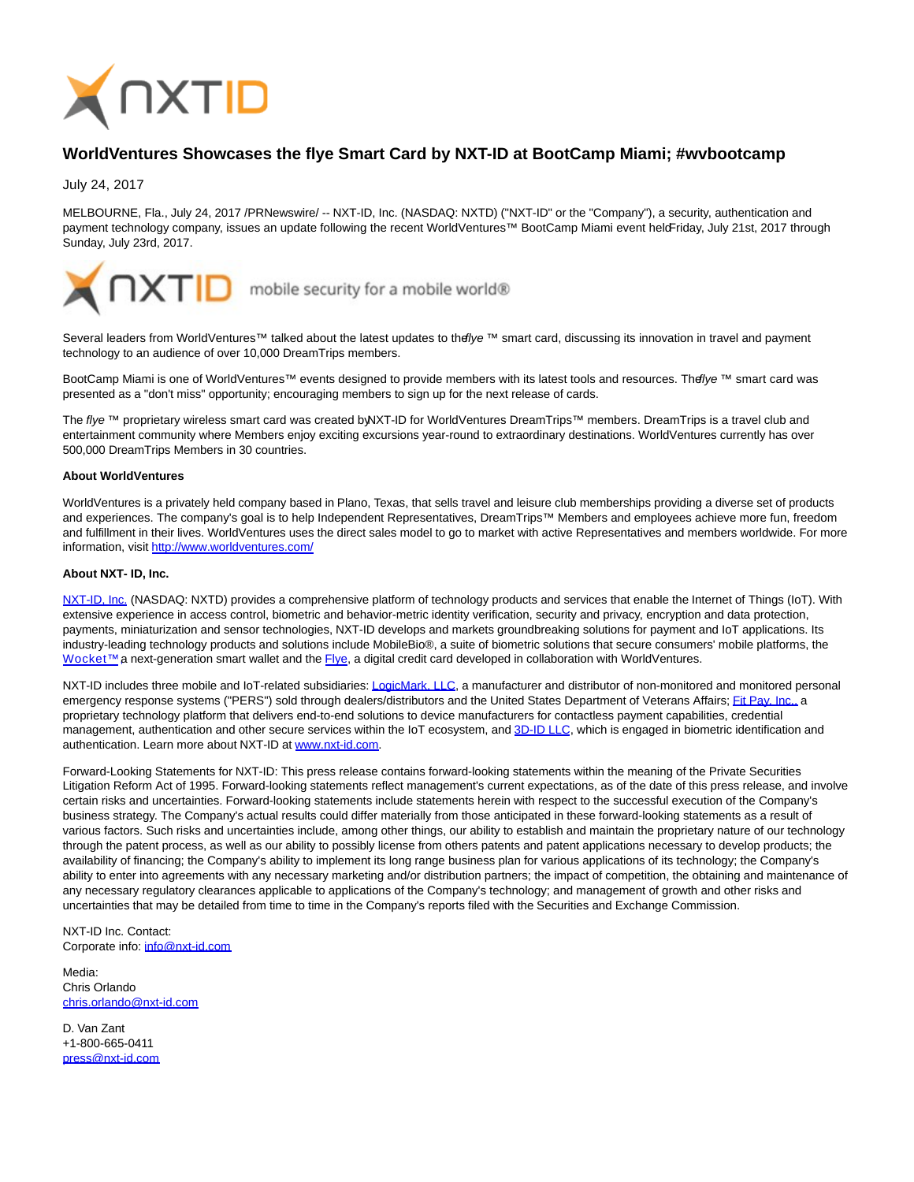# WorldVentures Showcases the flye Smart Card by NXT-ID at BootCamp Miami; #wvbootcamp

July 24, 2017

MELBOURNE, Fla., July 24, 2017 /PRNewswire/ -- NXT-ID, Inc. (NASDAQ: NXTD) ("NXT-ID" or the "Company"), a security, authentication and payment technology company, issues an update following the recent WorldVentures™ BootCamp Miami event held Friday, July 21st, 2017 through Sunday, July 23rd, 2017.

mobile security for a mobile world®

Several leaders from WorldVentures™ talked about the latest updates to the *flye* ™ smart card, discussing its innovation in travel and payment technology to an audience of over 10,000 DreamTrips members.

BootCamp Miami is one of WorldVentures™ events designed to provide members with its latest tools and resources. The *flye* ™ smart card was presented as a "don't miss" opportunity; encouraging members to sign up for the next release of cards.

The *flye* ™ proprietary wireless smart card was created by NXT-ID for WorldVentures DreamTrips™ members. DreamTrips is a travel club and entertainment community where Members enjoy exciting excursions year-round to extraordinary destinations. WorldVentures currently has over 500,000 DreamTrips Members in 30 countries.

**About WorldVentures**

WorldVentures is a privately held company based in Plano, Texas, that sells travel and leisure club memberships providing a diverse set of products and experiences. The company's goal is to help Independent Representatives, DreamTrips™ Members and employees achieve more fun, freedom and fulfillment in their lives. WorldVentures uses the direct sales model to go to market with active Representatives and members worldwide. For more information, visit http://www.worldventures.com/

**About NXT- ID, Inc.**

NXT-ID, Inc. (NASDAQ: NXTD) provides a comprehensive platform of technology products and services that enable the Internet of Things (IoT). With extensive experience in access control, biometric and behavior-metric identity verification, security and privacy, encryption and data protection, payments, miniaturization and sensor technologies, NXT-ID develops and markets groundbreaking solutions for payment and IoT applications. Its industry-leading technology products and solutions include MobileBio®, a suite of biometric solutions that secure consumers' mobile platforms, the Wocket™ a next-generation smart wallet and the Flye, a digital credit card developed in collaboration with WorldVentures.

NXT-ID includes three mobile and IoT-related subsidiaries: LogicMark, LLC, a manufacturer and distributor of non-monitored and monitored personal emergency response systems ("PERS") sold through dealers/distributors and the United States Department of Veterans Affairs; Fit Pay, Inc., a proprietary technology platform that delivers end-to-end solutions to device manufacturers for contactless payment capabilities, credential management, authentication and other secure services within the IoT ecosystem, and 3D-ID LLC, which is engaged in biometric identification and authentication. Learn more about NXT-ID at www.nxt-id.com.

Forward-Looking Statements for NXT-ID: This press release contains forward-looking statements within the meaning of the Private Securities Litigation Reform Act of 1995. Forward-looking statements reflect management's current expectations, as of the date of this press release, and involve certain risks and uncertainties. Forward-looking statements include statements herein with respect to the successful execution of the Company's business strategy. The Company's actual results could differ materially from those anticipated in these forward-looking statements as a result of various factors. Such risks and uncertainties include, among other things, our ability to establish and maintain the proprietary nature of our technology through the patent process, as well as our ability to possibly license from others patents and patent applications necessary to develop products; the availability of financing; the Company's ability to implement its long range business plan for various applications of its technology; the Company's ability to enter into agreements with any necessary marketing and/or distribution partners; the impact of competition, the obtaining and maintenance of any necessary regulatory clearances applicable to applications of the Company's technology; and management of growth and other risks and uncertainties that may be detailed from time to time in the Company's reports filed with the Securities and Exchange Commission.

NXT-ID Inc. Contact:
Corporate info: info@nxt-id.com

Media:
Chris Orlando
chris.orlando@nxt-id.com

D. Van Zant
+1-800-665-0411
press@nxt-id.com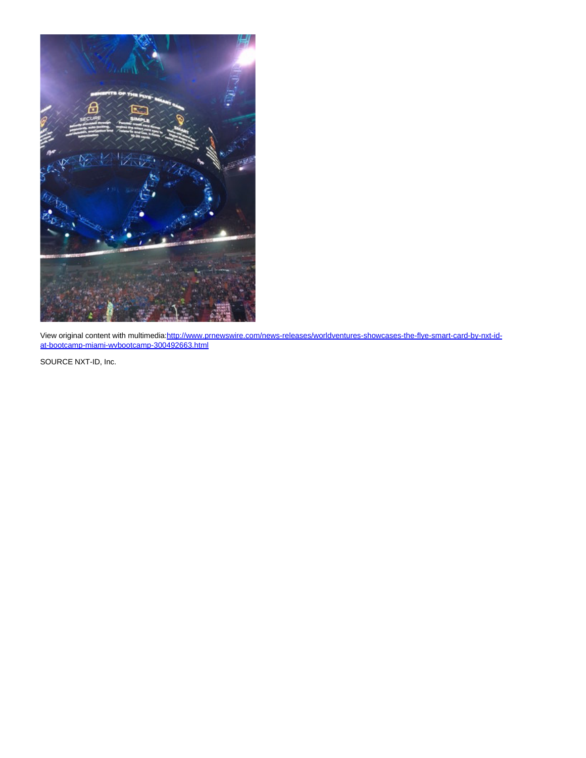View original content with multimedia:http://www.prnewswire.com/news-releases/worldventures-showcases-the-flye-smart-card-by-nxt-id-at-bootcamp-miami-wvbootcamp-300492663.html

SOURCE NXT-ID, Inc.